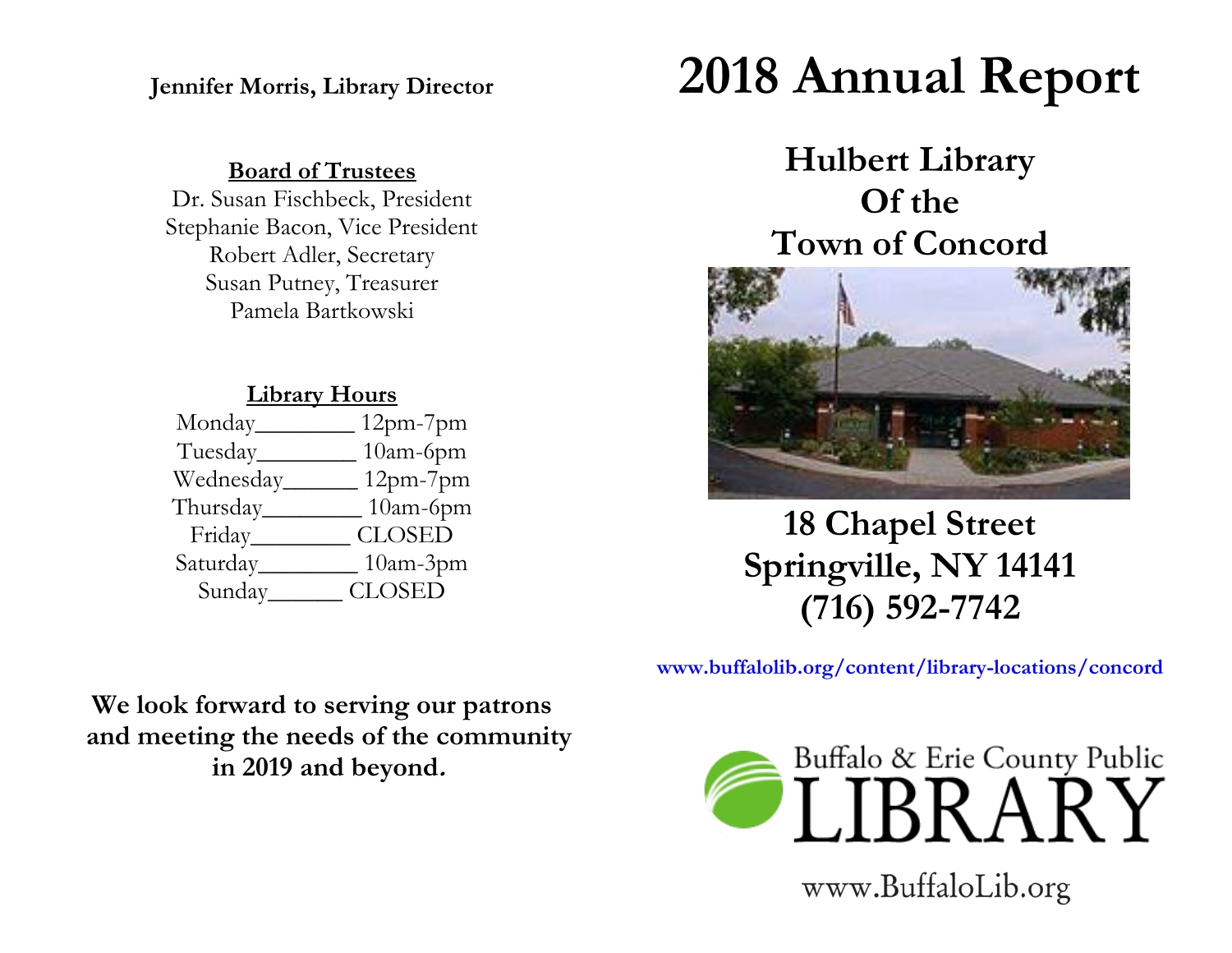**Jennifer Morris, Library Director**

**Board of Trustees**

Dr. Susan Fischbeck, President
Stephanie Bacon, Vice President
Robert Adler, Secretary
Susan Putney, Treasurer
Pamela Bartkowski

**Library Hours**

| | |
|---|---|
| Monday | 12pm-7pm |
| Tuesday | 10am-6pm |
| Wednesday | 12pm-7pm |
| Thursday | 10am-6pm |
| Friday | CLOSED |
| Saturday | 10am-3pm |
| Sunday | CLOSED |

**We look forward to serving our patrons and meeting the needs of the community in 2019 and beyond.**

# 2018 Annual Report

## Hulbert Library Of the Town of Concord

## 18 Chapel Street Springville, NY 14141 (716) 592-7742

**www.buffalolib.org/content/library-locations/concord**

Buffalo & Erie County Public LIBRARY

www.BuffaloLib.org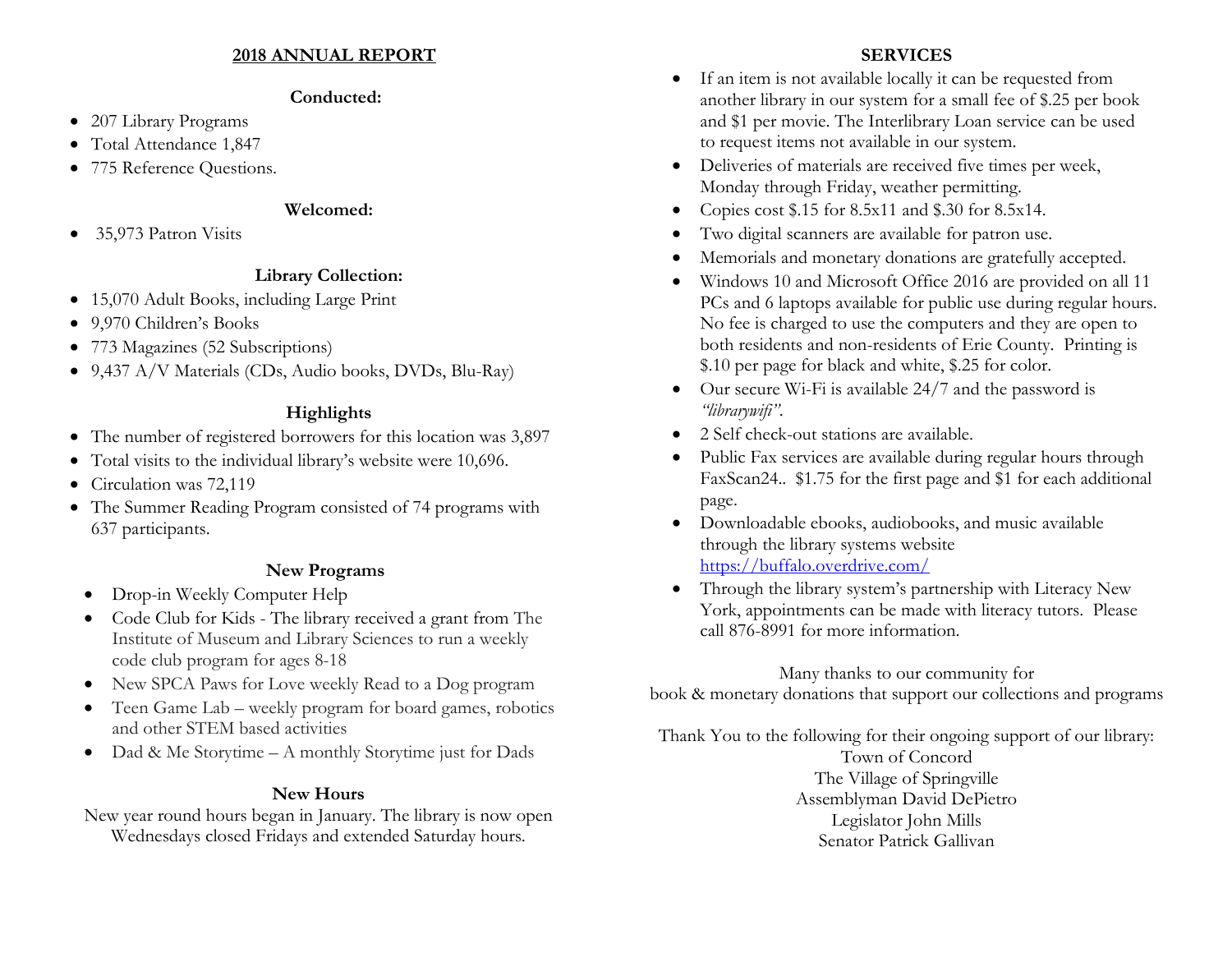# 2018 ANNUAL REPORT

### Conducted:

- 207 Library Programs
- Total Attendance 1,847
- 775 Reference Questions.

### Welcomed:

- 35,973 Patron Visits

### Library Collection:

- 15,070 Adult Books, including Large Print
- 9,970 Children's Books
- 773 Magazines (52 Subscriptions)
- 9,437 A/V Materials (CDs, Audio books, DVDs, Blu-Ray)

### Highlights

- The number of registered borrowers for this location was 3,897
- Total visits to the individual library's website were 10,696.
- Circulation was 72,119
- The Summer Reading Program consisted of 74 programs with 637 participants.

### New Programs

- Drop-in Weekly Computer Help
- Code Club for Kids - The library received a grant from The Institute of Museum and Library Sciences to run a weekly code club program for ages 8-18
- New SPCA Paws for Love weekly Read to a Dog program
- Teen Game Lab – weekly program for board games, robotics and other STEM based activities
- Dad & Me Storytime – A monthly Storytime just for Dads

### New Hours

New year round hours began in January. The library is now open Wednesdays closed Fridays and extended Saturday hours.

### SERVICES

- If an item is not available locally it can be requested from another library in our system for a small fee of $.25 per book and $1 per movie. The Interlibrary Loan service can be used to request items not available in our system.
- Deliveries of materials are received five times per week, Monday through Friday, weather permitting.
- Copies cost $.15 for 8.5x11 and $.30 for 8.5x14.
- Two digital scanners are available for patron use.
- Memorials and monetary donations are gratefully accepted.
- Windows 10 and Microsoft Office 2016 are provided on all 11 PCs and 6 laptops available for public use during regular hours. No fee is charged to use the computers and they are open to both residents and non-residents of Erie County. Printing is $.10 per page for black and white, $.25 for color.
- Our secure Wi-Fi is available 24/7 and the password is *"librarywifi"*.
- 2 Self check-out stations are available.
- Public Fax services are available during regular hours through FaxScan24.. $1.75 for the first page and $1 for each additional page.
- Downloadable ebooks, audiobooks, and music available through the library systems website https://buffalo.overdrive.com/
- Through the library system's partnership with Literacy New York, appointments can be made with literacy tutors. Please call 876-8991 for more information.

Many thanks to our community for
book & monetary donations that support our collections and programs

Thank You to the following for their ongoing support of our library:
Town of Concord
The Village of Springville
Assemblyman David DePietro
Legislator John Mills
Senator Patrick Gallivan